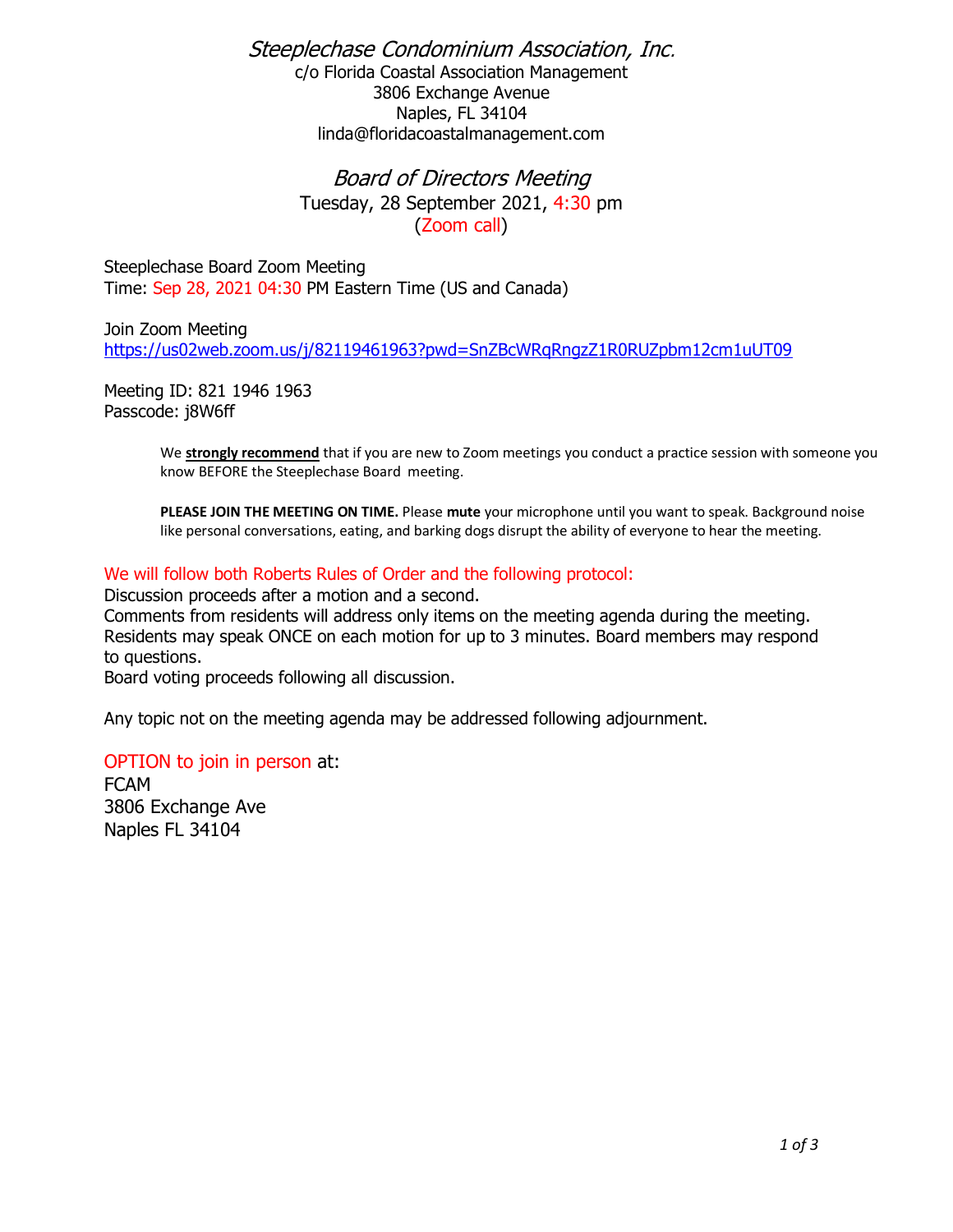# *Steeplechase Condominium Association, Inc.*

c/o Florida Coastal Association Management
3806 Exchange Avenue
Naples, FL 34104
linda@floridacoastalmanagement.com

## *Board of Directors Meeting*

Tuesday, 28 September 2021, 4:30 pm
(Zoom call)

Steeplechase Board Zoom Meeting
Time: Sep 28, 2021 04:30 PM Eastern Time (US and Canada)

Join Zoom Meeting
https://us02web.zoom.us/j/82119461963?pwd=SnZBcWRqRngzZ1R0RUZpbm12cm1uUT09

Meeting ID: 821 1946 1963
Passcode: j8W6ff

> We **strongly recommend** that if you are new to Zoom meetings you conduct a practice session with someone you know BEFORE the Steeplechase Board meeting.
>
> **PLEASE JOIN THE MEETING ON TIME.** Please **mute** your microphone until you want to speak. Background noise like personal conversations, eating, and barking dogs disrupt the ability of everyone to hear the meeting.

We will follow both Roberts Rules of Order and the following protocol:
Discussion proceeds after a motion and a second.
Comments from residents will address only items on the meeting agenda during the meeting.
Residents may speak ONCE on each motion for up to 3 minutes. Board members may respond to questions.
Board voting proceeds following all discussion.

Any topic not on the meeting agenda may be addressed following adjournment.

OPTION to join in person at:
FCAM
3806 Exchange Ave
Naples FL 34104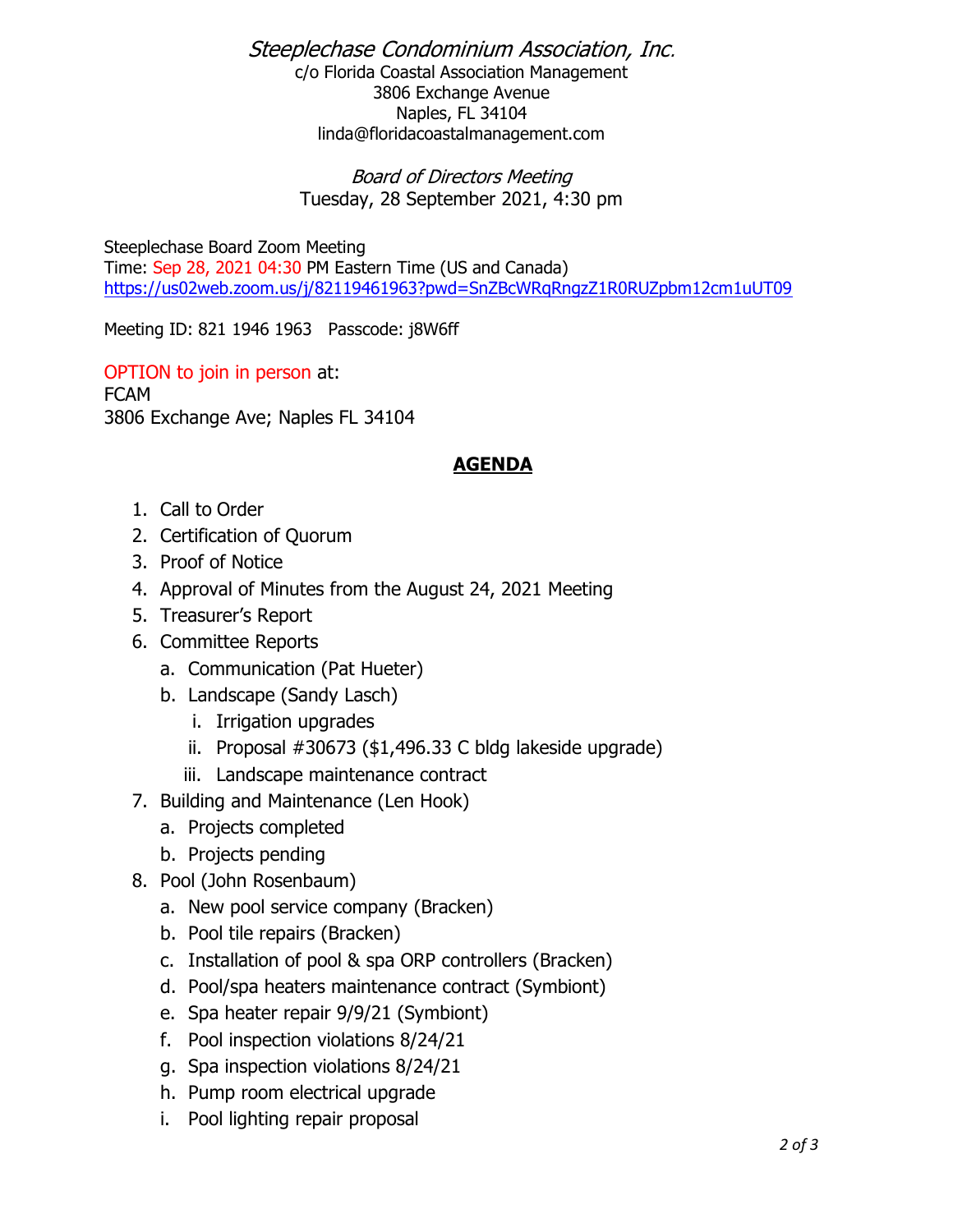*Steeplechase Condominium Association, Inc.*
c/o Florida Coastal Association Management
3806 Exchange Avenue
Naples, FL 34104
linda@floridacoastalmanagement.com

*Board of Directors Meeting*
Tuesday, 28 September 2021, 4:30 pm

Steeplechase Board Zoom Meeting
Time: Sep 28, 2021 04:30 PM Eastern Time (US and Canada)
https://us02web.zoom.us/j/82119461963?pwd=SnZBcWRqRngzZ1R0RUZpbm12cm1uUT09

Meeting ID: 821 1946 1963   Passcode: j8W6ff

OPTION to join in person at:
FCAM
3806 Exchange Ave; Naples FL 34104

## AGENDA

1. Call to Order
2. Certification of Quorum
3. Proof of Notice
4. Approval of Minutes from the August 24, 2021 Meeting
5. Treasurer's Report
6. Committee Reports
   a. Communication (Pat Hueter)
   b. Landscape (Sandy Lasch)
      i. Irrigation upgrades
      ii. Proposal #30673 ($1,496.33 C bldg lakeside upgrade)
      iii. Landscape maintenance contract
7. Building and Maintenance (Len Hook)
   a. Projects completed
   b. Projects pending
8. Pool (John Rosenbaum)
   a. New pool service company (Bracken)
   b. Pool tile repairs (Bracken)
   c. Installation of pool & spa ORP controllers (Bracken)
   d. Pool/spa heaters maintenance contract (Symbiont)
   e. Spa heater repair 9/9/21 (Symbiont)
   f. Pool inspection violations 8/24/21
   g. Spa inspection violations 8/24/21
   h. Pump room electrical upgrade
   i. Pool lighting repair proposal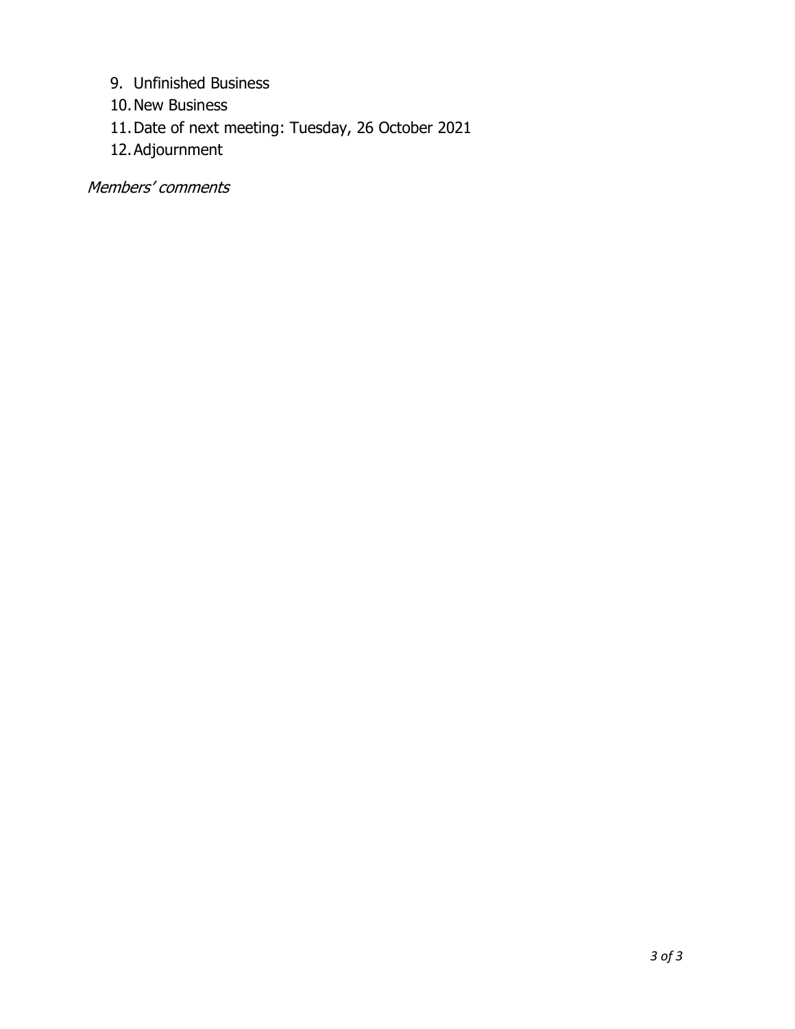9. Unfinished Business
10. New Business
11. Date of next meeting: Tuesday, 26 October 2021
12. Adjournment

*Members' comments*